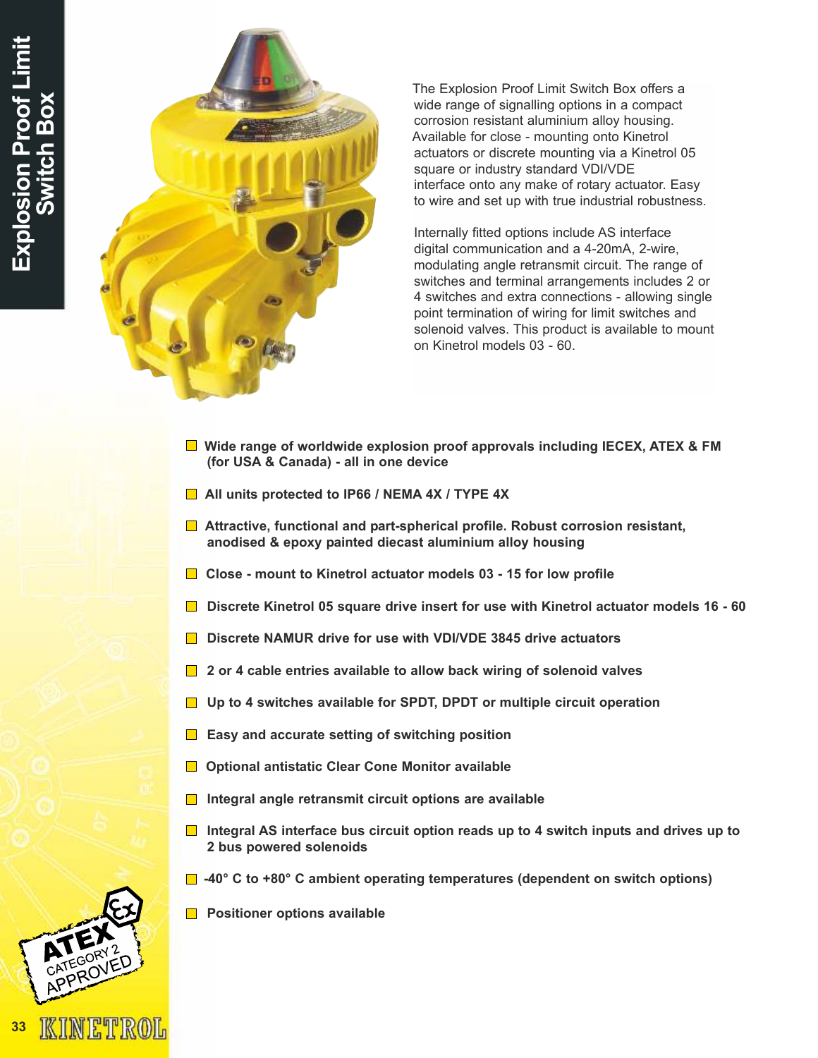# Explosion Proof Limit Switch Box

The Explosion Proof Limit Switch Box offers a wide range of signalling options in a compact corrosion resistant aluminium alloy housing. Available for close - mounting onto Kinetrol actuators or discrete mounting via a Kinetrol 05 square or industry standard VDI/VDE interface onto any make of rotary actuator. Easy to wire and set up with true industrial robustness.

Internally fitted options include AS interface digital communication and a 4-20mA, 2-wire, modulating angle retransmit circuit. The range of switches and terminal arrangements includes 2 or 4 switches and extra connections - allowing single point termination of wiring for limit switches and solenoid valves. This product is available to mount on Kinetrol models 03 - 60.

- **Wide range of worldwide explosion proof approvals including IECEX, ATEX & FM (for USA & Canada) - all in one device**
- **All units protected to IP66 / NEMA 4X / TYPE 4X**
- **Attractive, functional and part-spherical profile. Robust corrosion resistant, anodised & epoxy painted diecast aluminium alloy housing**
- **Close - mount to Kinetrol actuator models 03 - 15 for low profile**
- **Discrete Kinetrol 05 square drive insert for use with Kinetrol actuator models 16 - 60**
- **Discrete NAMUR drive for use with VDI/VDE 3845 drive actuators**
- **2 or 4 cable entries available to allow back wiring of solenoid valves**
- **Up to 4 switches available for SPDT, DPDT or multiple circuit operation**
- **Easy and accurate setting of switching position**
- **Optional antistatic Clear Cone Monitor available**
- **Integral angle retransmit circuit options are available**
- **Integral AS interface bus circuit option reads up to 4 switch inputs and drives up to 2 bus powered solenoids**
- **-40° C to +80° C ambient operating temperatures (dependent on switch options)**
- **Positioner options available**

ATEX CATEGORY 2 APPROVED

KINETROL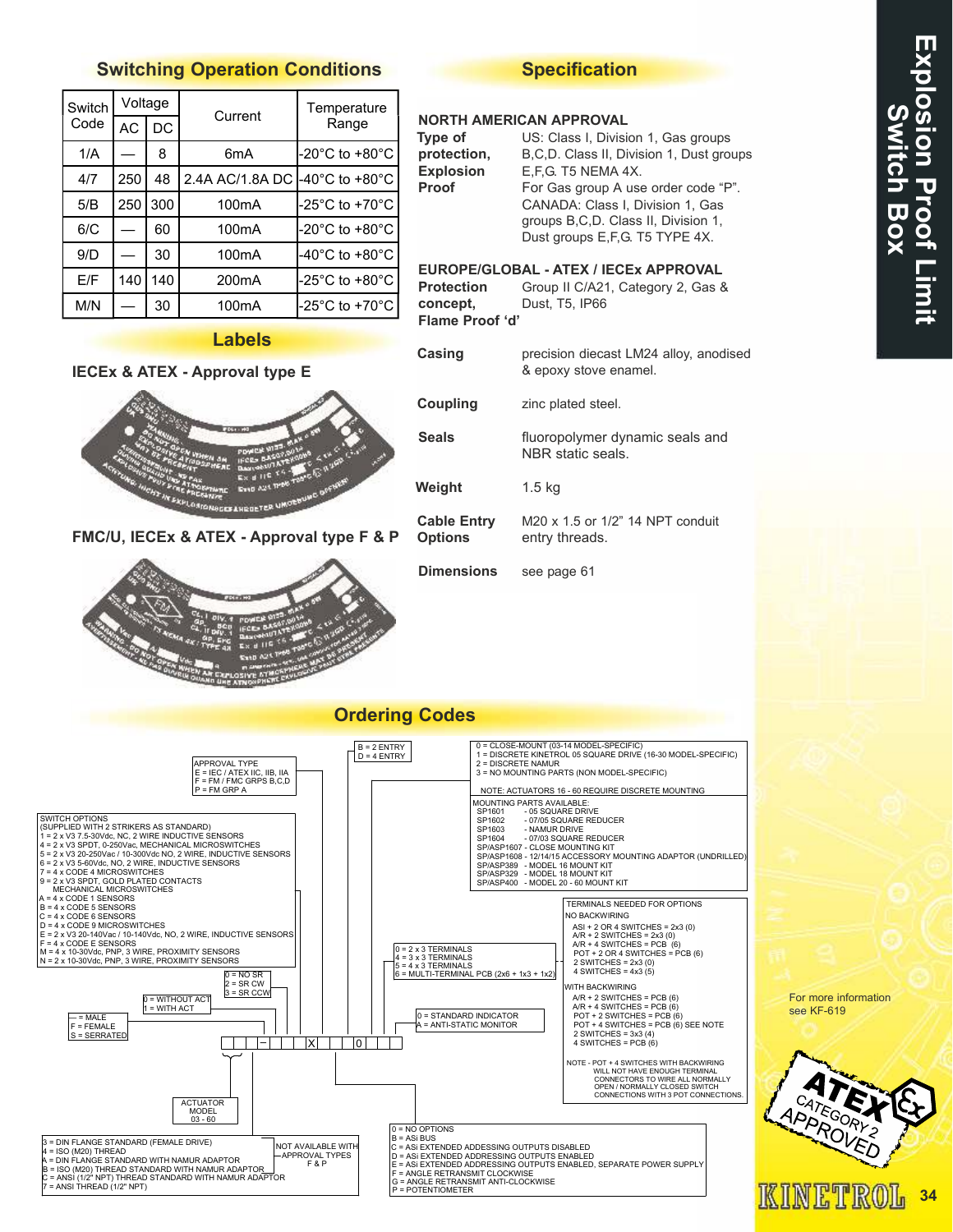# Explosion Proof Limit Switch Box

## Switching Operation Conditions

| Switch Code | Voltage AC | Voltage DC | Current | Temperature Range |
|---|---|---|---|---|
| 1/A | — | 8 | 6mA | -20°C to +80°C |
| 4/7 | 250 | 48 | 2.4A AC/1.8A DC | -40°C to +80°C |
| 5/B | 250 | 300 | 100mA | -25°C to +70°C |
| 6/C | — | 60 | 100mA | -20°C to +80°C |
| 9/D | — | 30 | 100mA | -40°C to +80°C |
| E/F | 140 | 140 | 200mA | -25°C to +80°C |
| M/N | — | 30 | 100mA | -25°C to +70°C |

## Labels

**IECEx & ATEX - Approval type E**

**FMC/U, IECEx & ATEX - Approval type F & P**

## Specification

**NORTH AMERICAN APPROVAL**

| | |
|---|---|
| **Type of protection, Explosion Proof** | US: Class I, Division 1, Gas groups B,C,D. Class II, Division 1, Dust groups E,F,G. T5 NEMA 4X. For Gas group A use order code "P". CANADA: Class I, Division 1, Gas groups B,C,D. Class II, Division 1, Dust groups E,F,G. T5 TYPE 4X. |

**EUROPE/GLOBAL - ATEX / IECEx APPROVAL**

| | |
|---|---|
| **Protection concept, Flame Proof 'd'** | Group II C/A21, Category 2, Gas & Dust, T5, IP66 |
| **Casing** | precision diecast LM24 alloy, anodised & epoxy stove enamel. |
| **Coupling** | zinc plated steel. |
| **Seals** | fluoropolymer dynamic seals and NBR static seals. |
| **Weight** | 1.5 kg |
| **Cable Entry Options** | M20 x 1.5 or 1/2" 14 NPT conduit entry threads. |
| **Dimensions** | see page 61 |

## Ordering Codes

`[ ][ ][ ] – [ ][ ][ ][X][ ][0][ ][ ]`

**ACTUATOR MODEL**
03 - 60

**(prefix)**
- — = MALE
- F = FEMALE
- S = SERRATED

**(drive / thread — NOT AVAILABLE WITH APPROVAL TYPES F & P)**
- 3 = DIN FLANGE STANDARD (FEMALE DRIVE)
- 4 = ISO (M20) THREAD
- A = DIN FLANGE STANDARD WITH NAMUR ADAPTOR
- B = ISO (M20) THREAD STANDARD WITH NAMUR ADAPTOR
- C = ANSI (1/2" NPT) THREAD STANDARD WITH NAMUR ADAPTOR
- 7 = ANSI THREAD (1/2" NPT)

**ACT**
- 0 = WITHOUT ACT
- 1 = WITH ACT

**SR**
- 0 = NO SR
- 2 = SR CW
- 3 = SR CCW

**SWITCH OPTIONS**
(SUPPLIED WITH 2 STRIKERS AS STANDARD)
- 1 = 2 x V3 7.5-30Vdc, NC, 2 WIRE INDUCTIVE SENSORS
- 4 = 2 x V3 SPDT, 0-250Vac, MECHANICAL MICROSWITCHES
- 5 = 2 x V3 20-250Vac / 10-300Vdc NO, 2 WIRE, INDUCTIVE SENSORS
- 6 = 2 x V3 5-60Vdc, NO, 2 WIRE, INDUCTIVE SENSORS
- 7 = 4 x CODE 4 MICROSWITCHES
- 9 = 2 x V3 SPDT, GOLD PLATED CONTACTS MECHANICAL MICROSWITCHES
- A = 4 x CODE 1 SENSORS
- B = 4 x CODE 5 SENSORS
- C = 4 x CODE 6 SENSORS
- D = 4 x CODE 9 MICROSWITCHES
- E = 2 x V3 20-140Vac / 10-140Vdc, NO, 2 WIRE, INDUCTIVE SENSORS
- F = 4 x CODE E SENSORS
- M = 4 x 10-30Vdc, PNP, 3 WIRE, PROXIMITY SENSORS
- N = 2 x 10-30Vdc, PNP, 3 WIRE, PROXIMITY SENSORS

**APPROVAL TYPE**
- E = IEC / ATEX IIC, IIB, IIA
- F = FM / FMC GRPS B,C,D
- P = FM GRP A

**ENTRY**
- B = 2 ENTRY
- D = 4 ENTRY

**INDICATOR**
- 0 = STANDARD INDICATOR
- A = ANTI-STATIC MONITOR

**TERMINALS**
- 0 = 2 x 3 TERMINALS
- 4 = 3 x 3 TERMINALS
- 5 = 4 x 3 TERMINALS
- 6 = MULTI-TERMINAL PCB (2x6 + 1x3 + 1x2)

**OPTIONS**
- 0 = NO OPTIONS
- B = ASi BUS
- C = ASi EXTENDED ADDESSING OUTPUTS DISABLED
- D = ASi EXTENDED ADDESSING OUTPUTS ENABLED
- E = ASi EXTENDED ADDESSING OUTPUTS ENABLED, SEPARATE POWER SUPPLY
- F = ANGLE RETRANSMIT CLOCKWISE
- G = ANGLE RETRANSMIT ANTI-CLOCKWISE
- P = POTENTIOMETER

**MOUNTING**
- 0 = CLOSE-MOUNT (03-14 MODEL-SPECIFIC)
- 1 = DISCRETE KINETROL 05 SQUARE DRIVE (16-30 MODEL-SPECIFIC)
- 2 = DISCRETE NAMUR
- 3 = NO MOUNTING PARTS (NON MODEL-SPECIFIC)

NOTE: ACTUATORS 16 - 60 REQUIRE DISCRETE MOUNTING

MOUNTING PARTS AVAILABLE:
- SP1601 - 05 SQUARE DRIVE
- SP1602 - 07/05 SQUARE REDUCER
- SP1603 - NAMUR DRIVE
- SP1604 - 07/03 SQUARE REDUCER
- SP/ASP1607 - CLOSE MOUNTING KIT
- SP/ASP1608 - 12/14/15 ACCESSORY MOUNTING ADAPTOR (UNDRILLED)
- SP/ASP389 - MODEL 16 MOUNT KIT
- SP/ASP329 - MODEL 18 MOUNT KIT
- SP/ASP400 - MODEL 20 - 60 MOUNT KIT

**TERMINALS NEEDED FOR OPTIONS**

NO BACKWIRING
- ASI + 2 OR 4 SWITCHES = 2x3 (0)
- A/R + 2 SWITCHES = 2x3 (0)
- A/R + 4 SWITCHES = PCB (6)
- POT + 2 OR 4 SWITCHES = PCB (6)
- 2 SWITCHES = 2x3 (0)
- 4 SWITCHES = 4x3 (5)

WITH BACKWIRING
- A/R + 2 SWITCHES = PCB (6)
- A/R + 4 SWITCHES = PCB (6)
- POT + 2 SWITCHES = PCB (6)
- POT + 4 SWITCHES = PCB (6) SEE NOTE
- 2 SWITCHES = 3x3 (4)
- 4 SWITCHES = PCB (6)

NOTE - POT + 4 SWITCHES WITH BACKWIRING WILL NOT HAVE ENOUGH TERMINAL CONNECTORS TO WIRE ALL NORMALLY OPEN / NORMALLY CLOSED SWITCH CONNECTIONS WITH 3 POT CONNECTIONS.

For more information see KF-619

ATEX CATEGORY 2 APPROVED

KINETROL